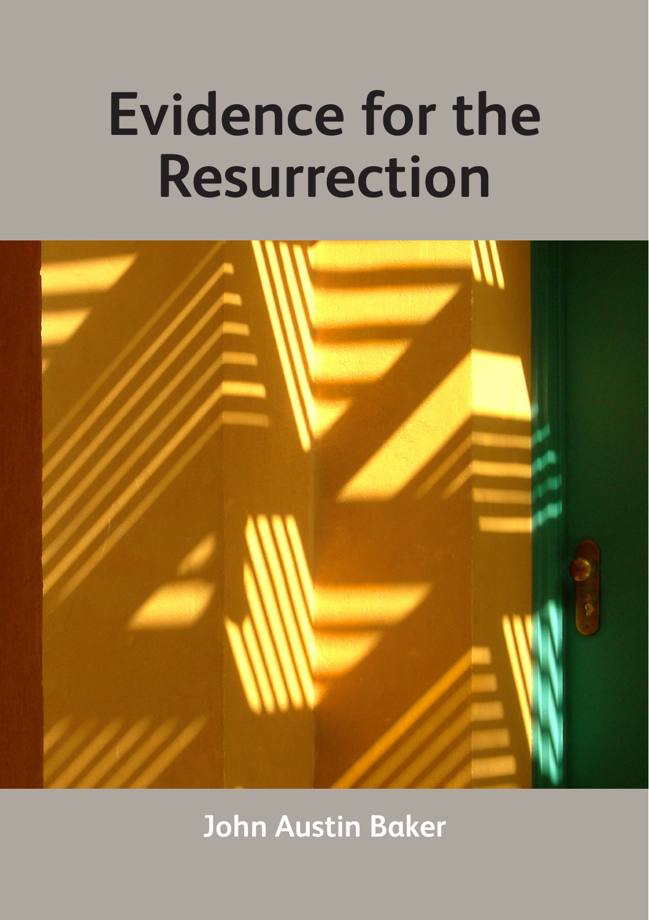# Evidence for the Resurrection

John Austin Baker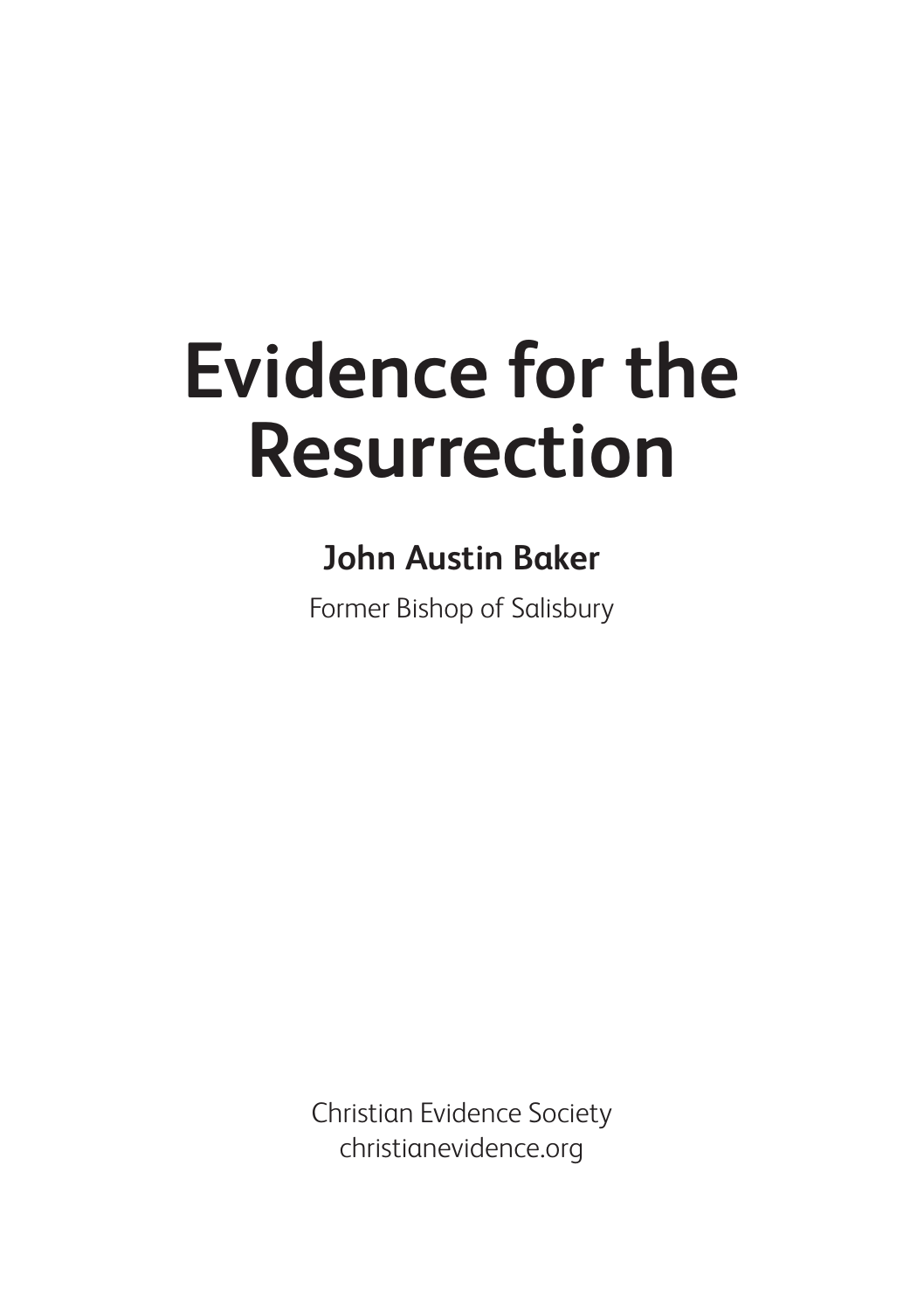# Evidence for the Resurrection

**John Austin Baker**

Former Bishop of Salisbury

Christian Evidence Society
christianevidence.org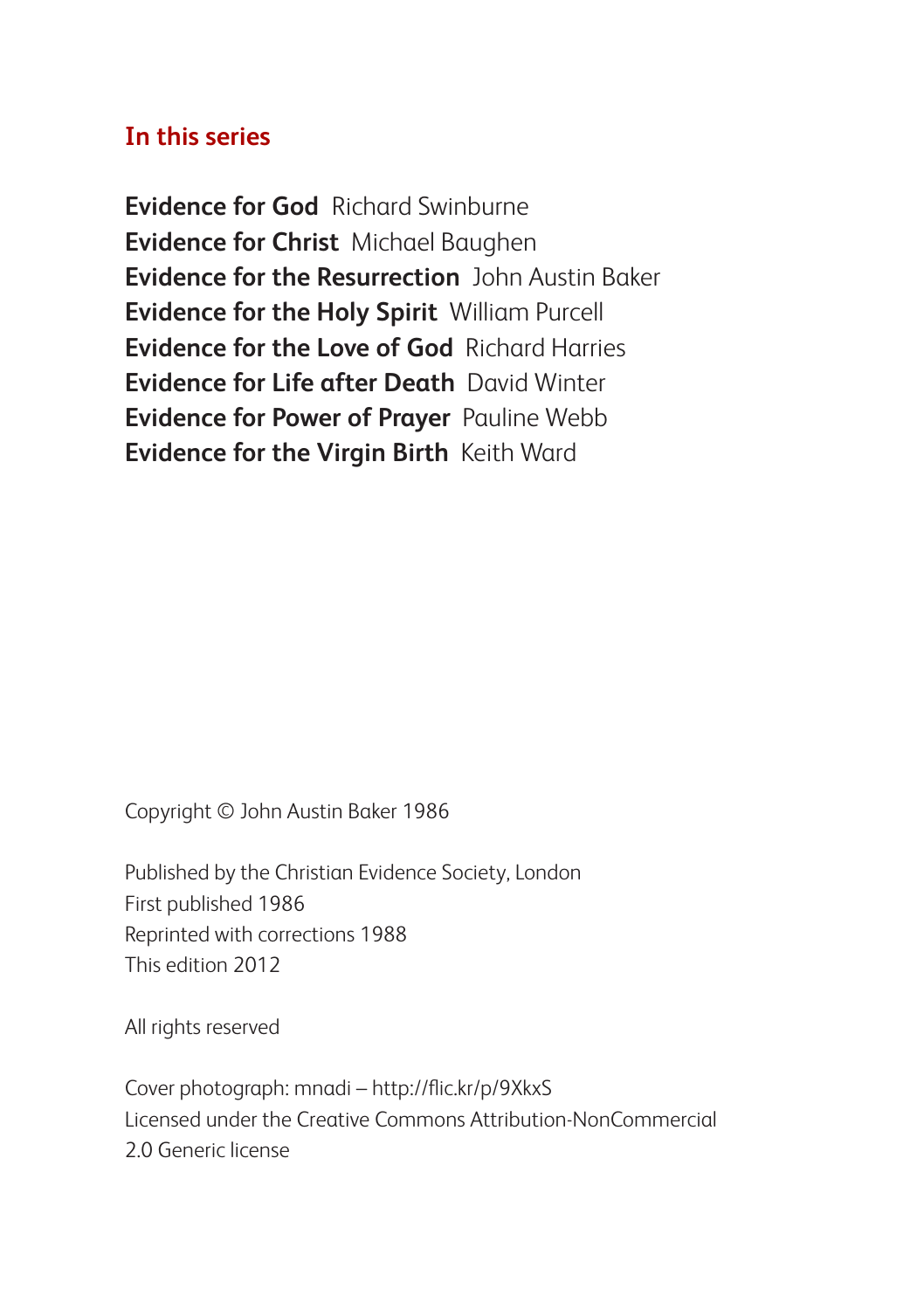## In this series

**Evidence for God** Richard Swinburne
**Evidence for Christ** Michael Baughen
**Evidence for the Resurrection** John Austin Baker
**Evidence for the Holy Spirit** William Purcell
**Evidence for the Love of God** Richard Harries
**Evidence for Life after Death** David Winter
**Evidence for Power of Prayer** Pauline Webb
**Evidence for the Virgin Birth** Keith Ward

Copyright © John Austin Baker 1986

Published by the Christian Evidence Society, London
First published 1986
Reprinted with corrections 1988
This edition 2012

All rights reserved

Cover photograph: mnadi – http://flic.kr/p/9XkxS
Licensed under the Creative Commons Attribution-NonCommercial 2.0 Generic license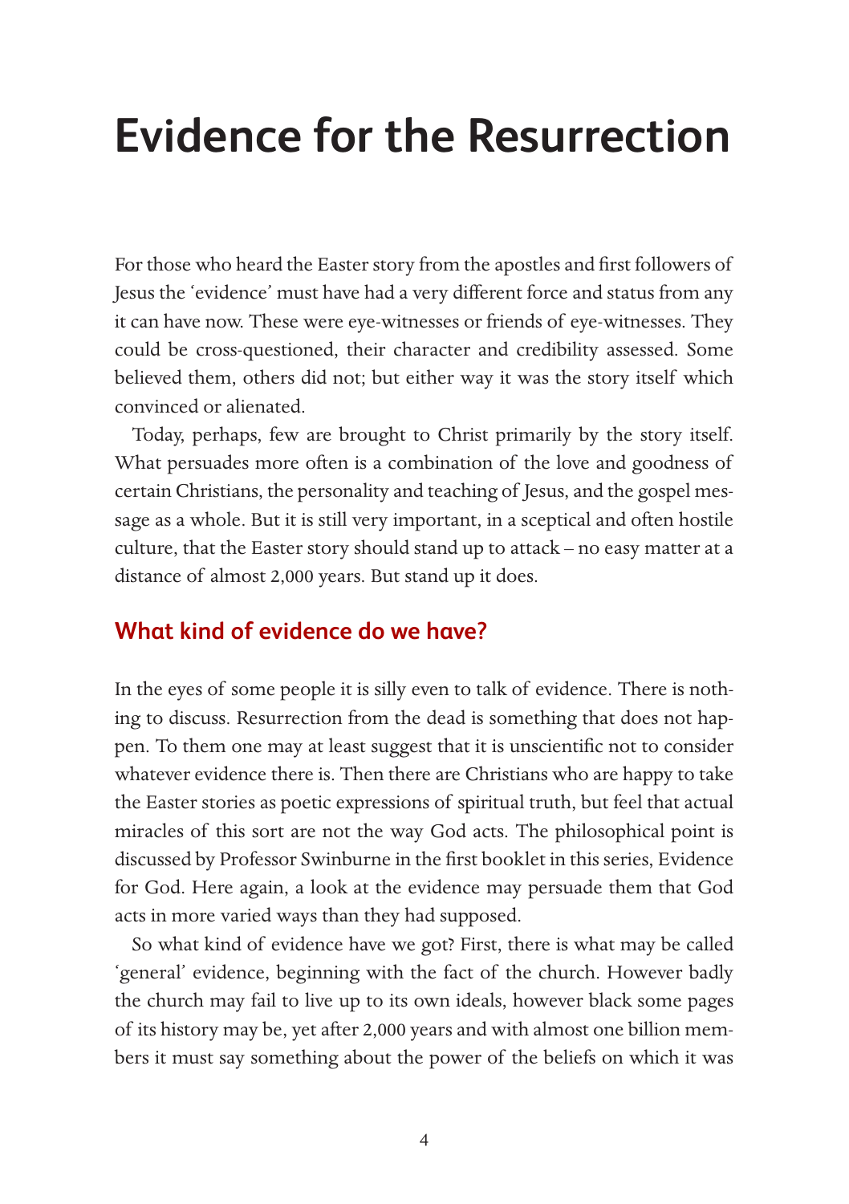# Evidence for the Resurrection

For those who heard the Easter story from the apostles and first followers of Jesus the 'evidence' must have had a very different force and status from any it can have now. These were eye-witnesses or friends of eye-witnesses. They could be cross-questioned, their character and credibility assessed. Some believed them, others did not; but either way it was the story itself which convinced or alienated.

Today, perhaps, few are brought to Christ primarily by the story itself. What persuades more often is a combination of the love and goodness of certain Christians, the personality and teaching of Jesus, and the gospel message as a whole. But it is still very important, in a sceptical and often hostile culture, that the Easter story should stand up to attack – no easy matter at a distance of almost 2,000 years. But stand up it does.

## What kind of evidence do we have?

In the eyes of some people it is silly even to talk of evidence. There is nothing to discuss. Resurrection from the dead is something that does not happen. To them one may at least suggest that it is unscientific not to consider whatever evidence there is. Then there are Christians who are happy to take the Easter stories as poetic expressions of spiritual truth, but feel that actual miracles of this sort are not the way God acts. The philosophical point is discussed by Professor Swinburne in the first booklet in this series, Evidence for God. Here again, a look at the evidence may persuade them that God acts in more varied ways than they had supposed.

So what kind of evidence have we got? First, there is what may be called 'general' evidence, beginning with the fact of the church. However badly the church may fail to live up to its own ideals, however black some pages of its history may be, yet after 2,000 years and with almost one billion members it must say something about the power of the beliefs on which it was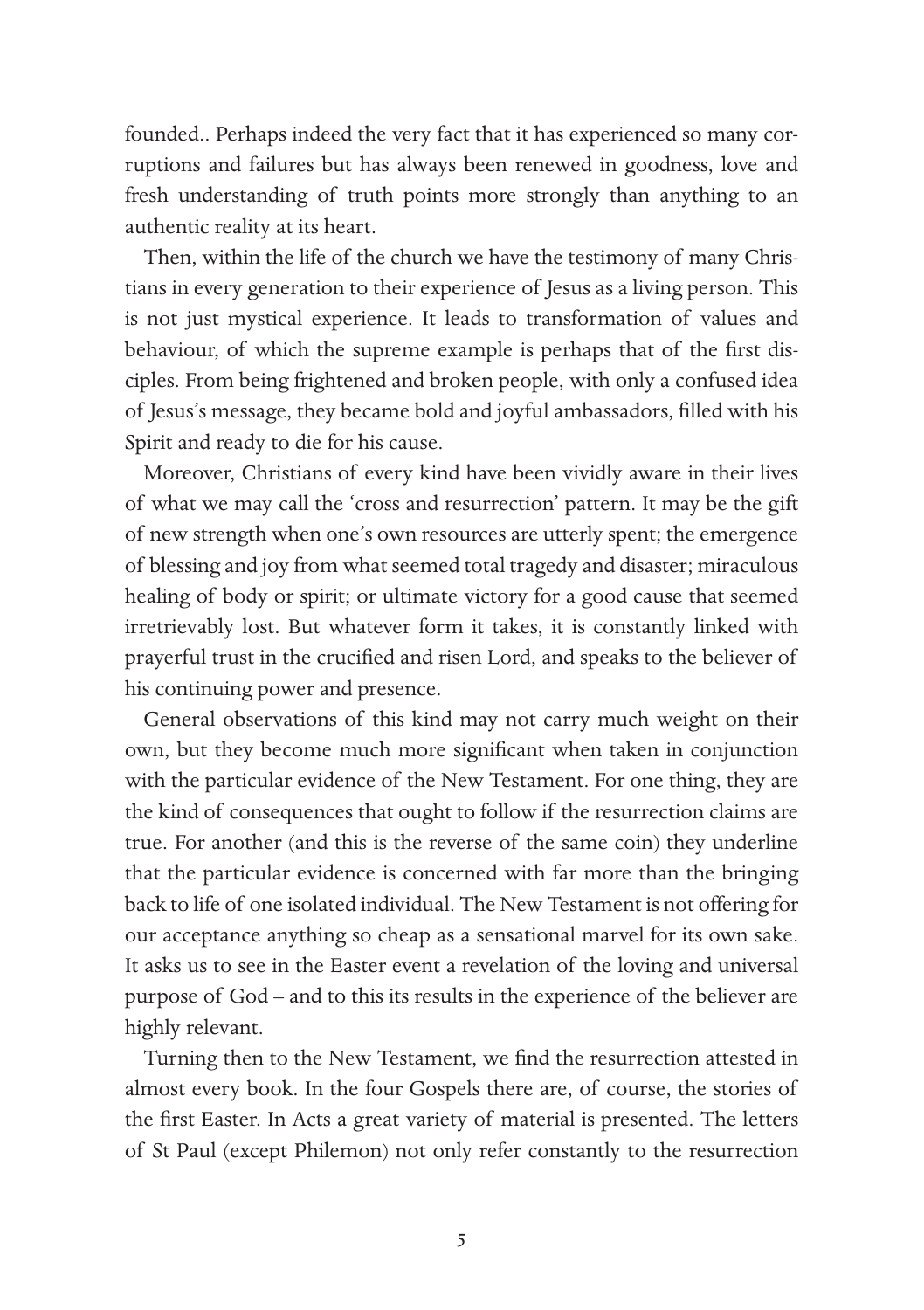founded.. Perhaps indeed the very fact that it has experienced so many corruptions and failures but has always been renewed in goodness, love and fresh understanding of truth points more strongly than anything to an authentic reality at its heart.

Then, within the life of the church we have the testimony of many Christians in every generation to their experience of Jesus as a living person. This is not just mystical experience. It leads to transformation of values and behaviour, of which the supreme example is perhaps that of the first disciples. From being frightened and broken people, with only a confused idea of Jesus's message, they became bold and joyful ambassadors, filled with his Spirit and ready to die for his cause.

Moreover, Christians of every kind have been vividly aware in their lives of what we may call the 'cross and resurrection' pattern. It may be the gift of new strength when one's own resources are utterly spent; the emergence of blessing and joy from what seemed total tragedy and disaster; miraculous healing of body or spirit; or ultimate victory for a good cause that seemed irretrievably lost. But whatever form it takes, it is constantly linked with prayerful trust in the crucified and risen Lord, and speaks to the believer of his continuing power and presence.

General observations of this kind may not carry much weight on their own, but they become much more significant when taken in conjunction with the particular evidence of the New Testament. For one thing, they are the kind of consequences that ought to follow if the resurrection claims are true. For another (and this is the reverse of the same coin) they underline that the particular evidence is concerned with far more than the bringing back to life of one isolated individual. The New Testament is not offering for our acceptance anything so cheap as a sensational marvel for its own sake. It asks us to see in the Easter event a revelation of the loving and universal purpose of God – and to this its results in the experience of the believer are highly relevant.

Turning then to the New Testament, we find the resurrection attested in almost every book. In the four Gospels there are, of course, the stories of the first Easter. In Acts a great variety of material is presented. The letters of St Paul (except Philemon) not only refer constantly to the resurrection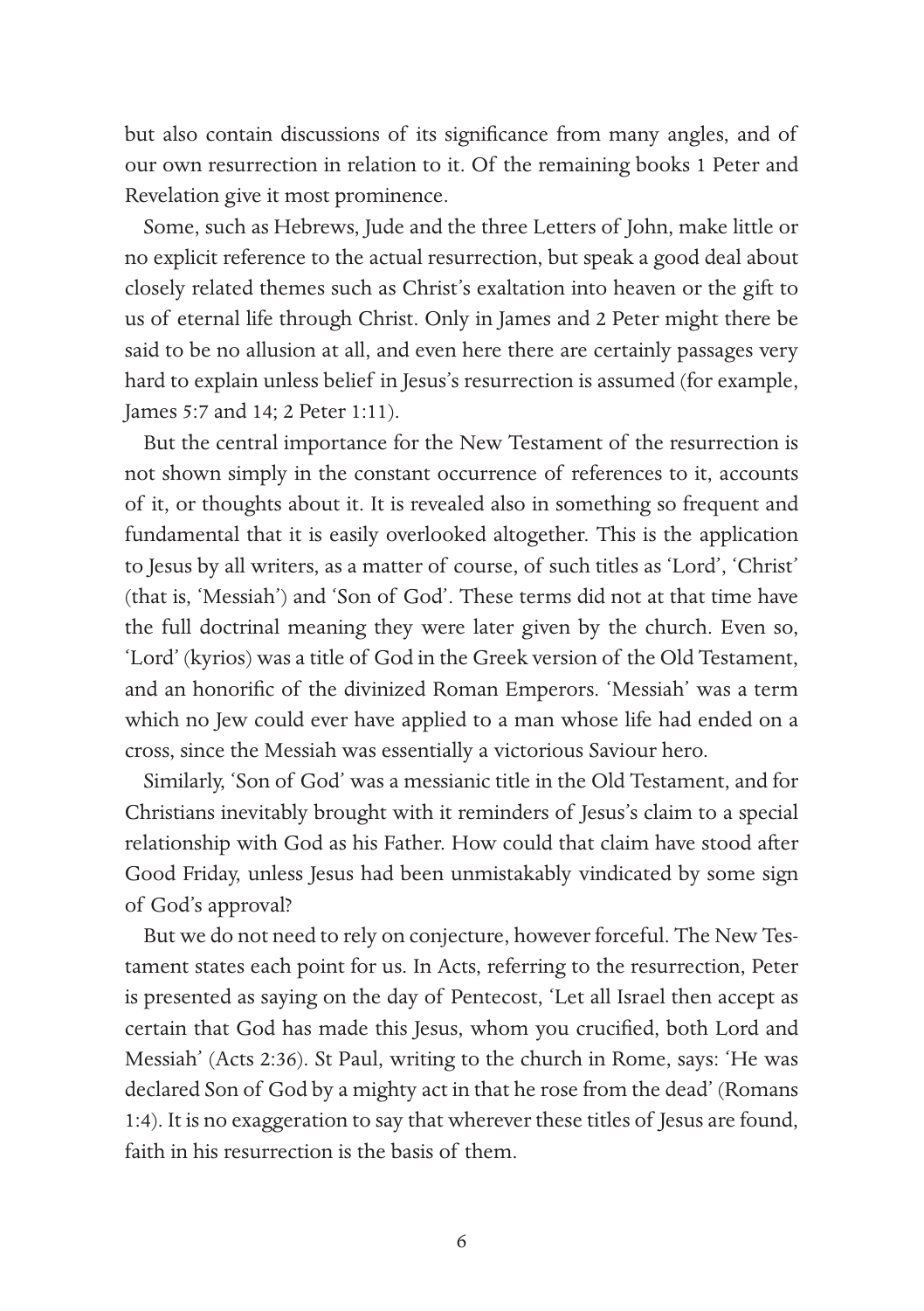but also contain discussions of its significance from many angles, and of our own resurrection in relation to it. Of the remaining books 1 Peter and Revelation give it most prominence.

Some, such as Hebrews, Jude and the three Letters of John, make little or no explicit reference to the actual resurrection, but speak a good deal about closely related themes such as Christ's exaltation into heaven or the gift to us of eternal life through Christ. Only in James and 2 Peter might there be said to be no allusion at all, and even here there are certainly passages very hard to explain unless belief in Jesus's resurrection is assumed (for example, James 5:7 and 14; 2 Peter 1:11).

But the central importance for the New Testament of the resurrection is not shown simply in the constant occurrence of references to it, accounts of it, or thoughts about it. It is revealed also in something so frequent and fundamental that it is easily overlooked altogether. This is the application to Jesus by all writers, as a matter of course, of such titles as 'Lord', 'Christ' (that is, 'Messiah') and 'Son of God'. These terms did not at that time have the full doctrinal meaning they were later given by the church. Even so, 'Lord' (kyrios) was a title of God in the Greek version of the Old Testament, and an honorific of the divinized Roman Emperors. 'Messiah' was a term which no Jew could ever have applied to a man whose life had ended on a cross, since the Messiah was essentially a victorious Saviour hero.

Similarly, 'Son of God' was a messianic title in the Old Testament, and for Christians inevitably brought with it reminders of Jesus's claim to a special relationship with God as his Father. How could that claim have stood after Good Friday, unless Jesus had been unmistakably vindicated by some sign of God's approval?

But we do not need to rely on conjecture, however forceful. The New Testament states each point for us. In Acts, referring to the resurrection, Peter is presented as saying on the day of Pentecost, 'Let all Israel then accept as certain that God has made this Jesus, whom you crucified, both Lord and Messiah' (Acts 2:36). St Paul, writing to the church in Rome, says: 'He was declared Son of God by a mighty act in that he rose from the dead' (Romans 1:4). It is no exaggeration to say that wherever these titles of Jesus are found, faith in his resurrection is the basis of them.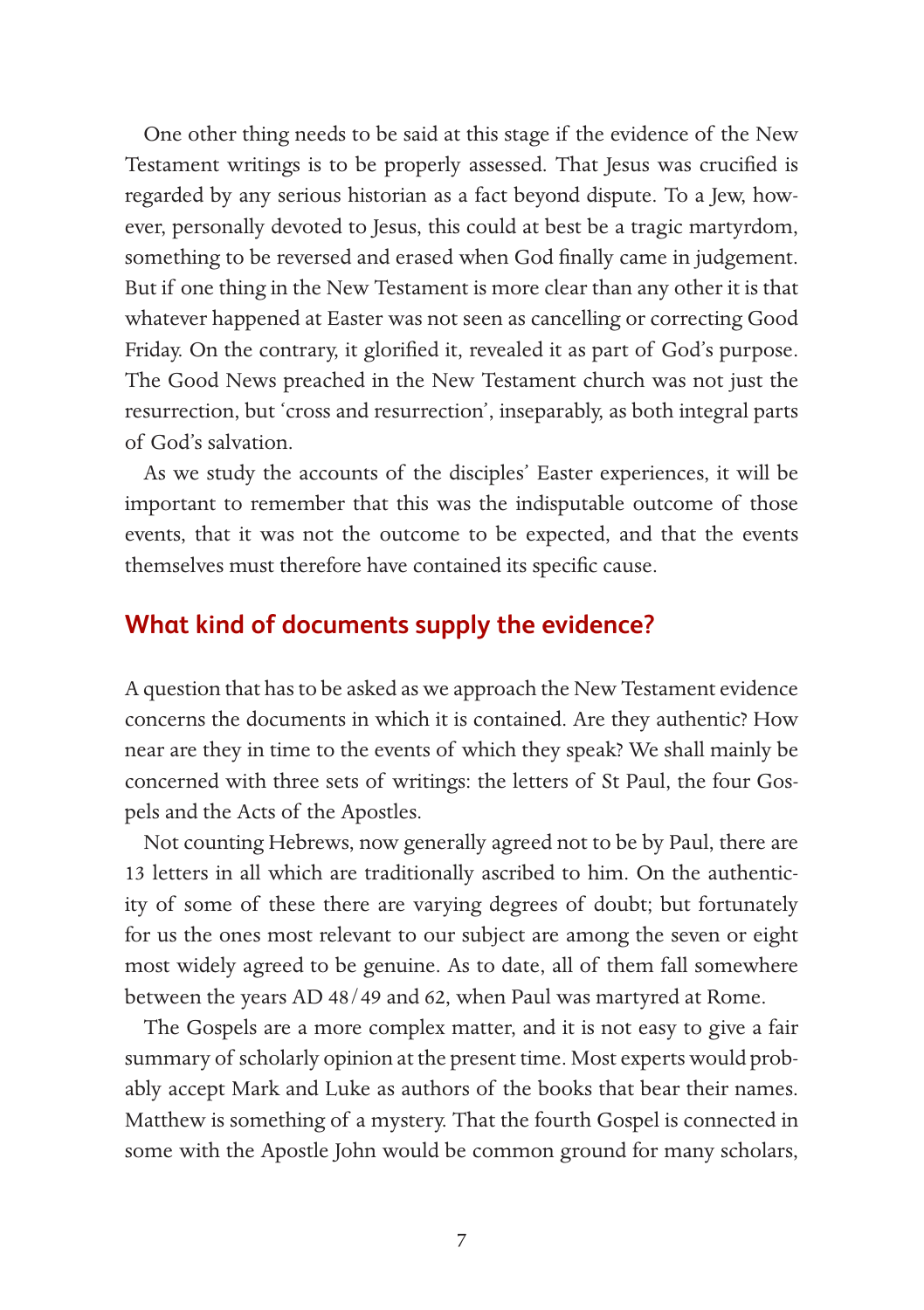One other thing needs to be said at this stage if the evidence of the New Testament writings is to be properly assessed. That Jesus was crucified is regarded by any serious historian as a fact beyond dispute. To a Jew, however, personally devoted to Jesus, this could at best be a tragic martyrdom, something to be reversed and erased when God finally came in judgement. But if one thing in the New Testament is more clear than any other it is that whatever happened at Easter was not seen as cancelling or correcting Good Friday. On the contrary, it glorified it, revealed it as part of God's purpose. The Good News preached in the New Testament church was not just the resurrection, but 'cross and resurrection', inseparably, as both integral parts of God's salvation.

As we study the accounts of the disciples' Easter experiences, it will be important to remember that this was the indisputable outcome of those events, that it was not the outcome to be expected, and that the events themselves must therefore have contained its specific cause.

## What kind of documents supply the evidence?

A question that has to be asked as we approach the New Testament evidence concerns the documents in which it is contained. Are they authentic? How near are they in time to the events of which they speak? We shall mainly be concerned with three sets of writings: the letters of St Paul, the four Gospels and the Acts of the Apostles.

Not counting Hebrews, now generally agreed not to be by Paul, there are 13 letters in all which are traditionally ascribed to him. On the authenticity of some of these there are varying degrees of doubt; but fortunately for us the ones most relevant to our subject are among the seven or eight most widely agreed to be genuine. As to date, all of them fall somewhere between the years AD 48/49 and 62, when Paul was martyred at Rome.

The Gospels are a more complex matter, and it is not easy to give a fair summary of scholarly opinion at the present time. Most experts would probably accept Mark and Luke as authors of the books that bear their names. Matthew is something of a mystery. That the fourth Gospel is connected in some with the Apostle John would be common ground for many scholars,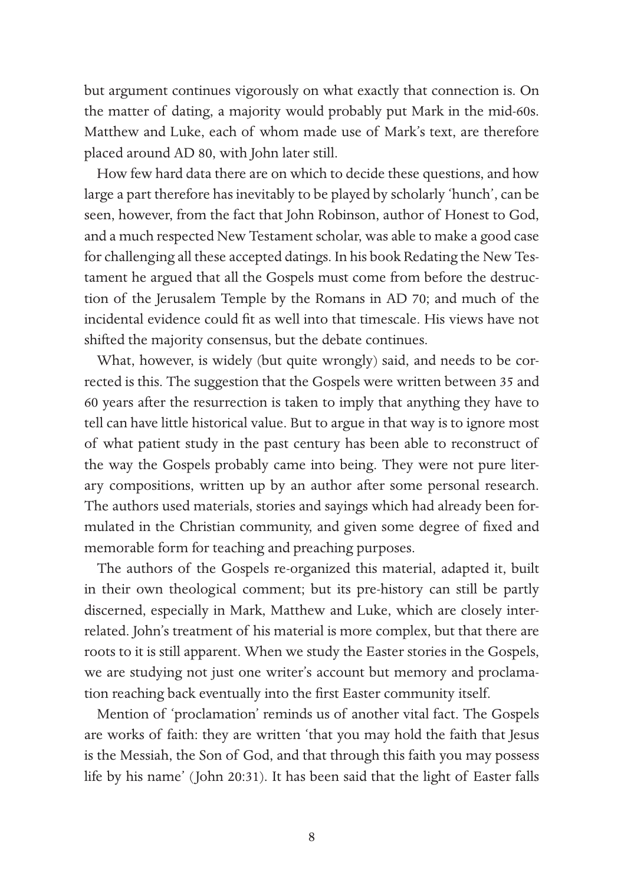but argument continues vigorously on what exactly that connection is. On the matter of dating, a majority would probably put Mark in the mid-60s. Matthew and Luke, each of whom made use of Mark's text, are therefore placed around AD 80, with John later still.

How few hard data there are on which to decide these questions, and how large a part therefore has inevitably to be played by scholarly 'hunch', can be seen, however, from the fact that John Robinson, author of Honest to God, and a much respected New Testament scholar, was able to make a good case for challenging all these accepted datings. In his book Redating the New Testament he argued that all the Gospels must come from before the destruction of the Jerusalem Temple by the Romans in AD 70; and much of the incidental evidence could fit as well into that timescale. His views have not shifted the majority consensus, but the debate continues.

What, however, is widely (but quite wrongly) said, and needs to be corrected is this. The suggestion that the Gospels were written between 35 and 60 years after the resurrection is taken to imply that anything they have to tell can have little historical value. But to argue in that way is to ignore most of what patient study in the past century has been able to reconstruct of the way the Gospels probably came into being. They were not pure literary compositions, written up by an author after some personal research. The authors used materials, stories and sayings which had already been formulated in the Christian community, and given some degree of fixed and memorable form for teaching and preaching purposes.

The authors of the Gospels re-organized this material, adapted it, built in their own theological comment; but its pre-history can still be partly discerned, especially in Mark, Matthew and Luke, which are closely interrelated. John's treatment of his material is more complex, but that there are roots to it is still apparent. When we study the Easter stories in the Gospels, we are studying not just one writer's account but memory and proclamation reaching back eventually into the first Easter community itself.

Mention of 'proclamation' reminds us of another vital fact. The Gospels are works of faith: they are written 'that you may hold the faith that Jesus is the Messiah, the Son of God, and that through this faith you may possess life by his name' (John 20:31). It has been said that the light of Easter falls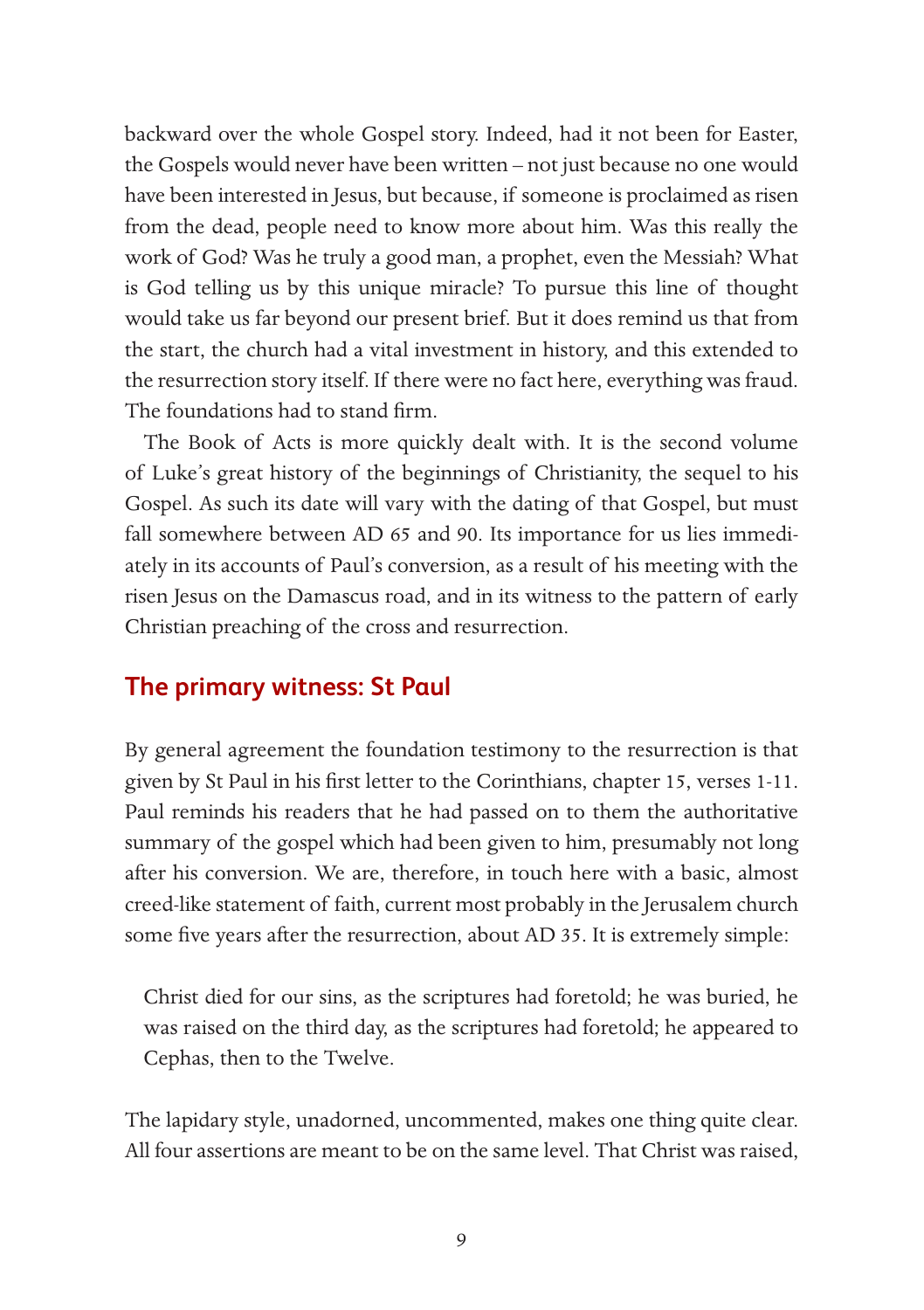backward over the whole Gospel story. Indeed, had it not been for Easter, the Gospels would never have been written – not just because no one would have been interested in Jesus, but because, if someone is proclaimed as risen from the dead, people need to know more about him. Was this really the work of God? Was he truly a good man, a prophet, even the Messiah? What is God telling us by this unique miracle? To pursue this line of thought would take us far beyond our present brief. But it does remind us that from the start, the church had a vital investment in history, and this extended to the resurrection story itself. If there were no fact here, everything was fraud. The foundations had to stand firm.

The Book of Acts is more quickly dealt with. It is the second volume of Luke's great history of the beginnings of Christianity, the sequel to his Gospel. As such its date will vary with the dating of that Gospel, but must fall somewhere between AD 65 and 90. Its importance for us lies immediately in its accounts of Paul's conversion, as a result of his meeting with the risen Jesus on the Damascus road, and in its witness to the pattern of early Christian preaching of the cross and resurrection.

## The primary witness: St Paul

By general agreement the foundation testimony to the resurrection is that given by St Paul in his first letter to the Corinthians, chapter 15, verses 1-11. Paul reminds his readers that he had passed on to them the authoritative summary of the gospel which had been given to him, presumably not long after his conversion. We are, therefore, in touch here with a basic, almost creed-like statement of faith, current most probably in the Jerusalem church some five years after the resurrection, about AD 35. It is extremely simple:

> Christ died for our sins, as the scriptures had foretold; he was buried, he was raised on the third day, as the scriptures had foretold; he appeared to Cephas, then to the Twelve.

The lapidary style, unadorned, uncommented, makes one thing quite clear. All four assertions are meant to be on the same level. That Christ was raised,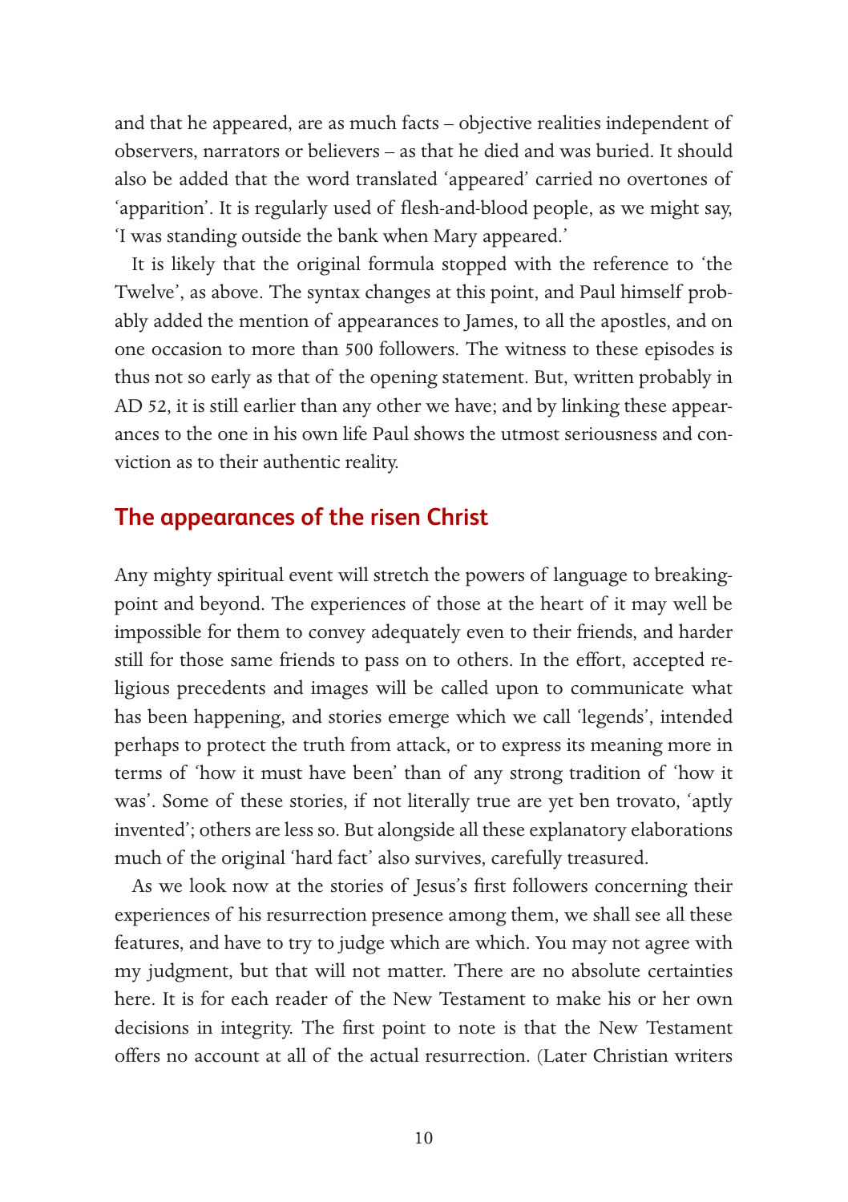and that he appeared, are as much facts – objective realities independent of observers, narrators or believers – as that he died and was buried. It should also be added that the word translated 'appeared' carried no overtones of 'apparition'. It is regularly used of flesh-and-blood people, as we might say, 'I was standing outside the bank when Mary appeared.'

It is likely that the original formula stopped with the reference to 'the Twelve', as above. The syntax changes at this point, and Paul himself probably added the mention of appearances to James, to all the apostles, and on one occasion to more than 500 followers. The witness to these episodes is thus not so early as that of the opening statement. But, written probably in AD 52, it is still earlier than any other we have; and by linking these appearances to the one in his own life Paul shows the utmost seriousness and conviction as to their authentic reality.

## The appearances of the risen Christ

Any mighty spiritual event will stretch the powers of language to breaking-point and beyond. The experiences of those at the heart of it may well be impossible for them to convey adequately even to their friends, and harder still for those same friends to pass on to others. In the effort, accepted religious precedents and images will be called upon to communicate what has been happening, and stories emerge which we call 'legends', intended perhaps to protect the truth from attack, or to express its meaning more in terms of 'how it must have been' than of any strong tradition of 'how it was'. Some of these stories, if not literally true are yet ben trovato, 'aptly invented'; others are less so. But alongside all these explanatory elaborations much of the original 'hard fact' also survives, carefully treasured.

As we look now at the stories of Jesus's first followers concerning their experiences of his resurrection presence among them, we shall see all these features, and have to try to judge which are which. You may not agree with my judgment, but that will not matter. There are no absolute certainties here. It is for each reader of the New Testament to make his or her own decisions in integrity. The first point to note is that the New Testament offers no account at all of the actual resurrection. (Later Christian writers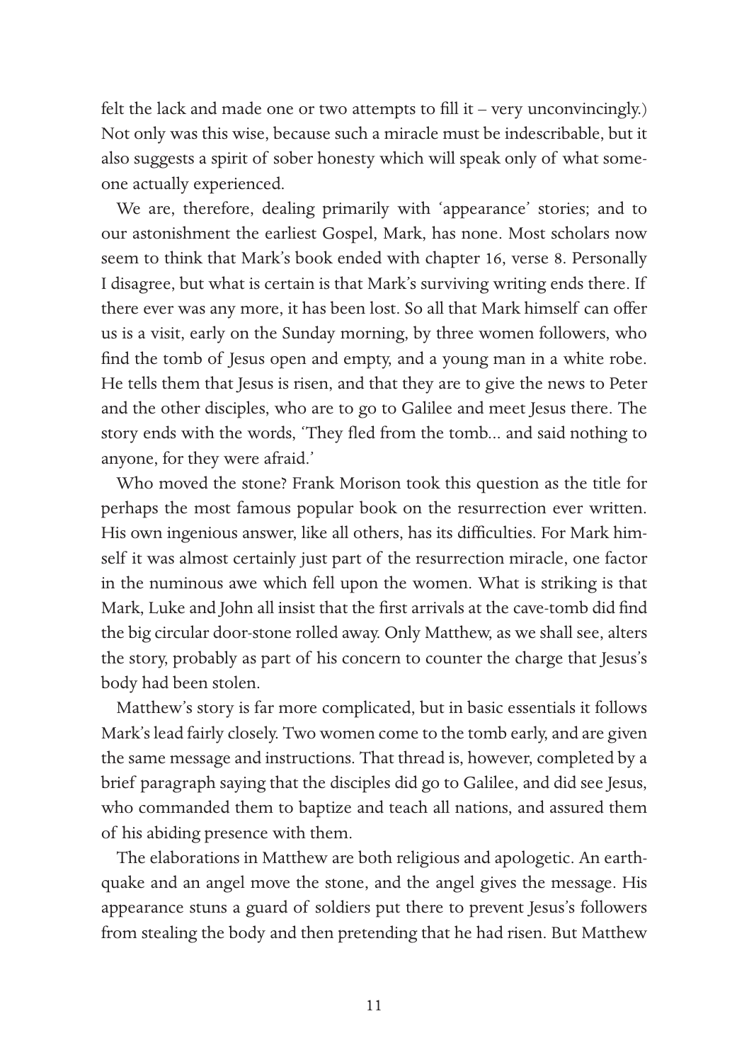felt the lack and made one or two attempts to fill it – very unconvincingly.) Not only was this wise, because such a miracle must be indescribable, but it also suggests a spirit of sober honesty which will speak only of what someone actually experienced.

We are, therefore, dealing primarily with 'appearance' stories; and to our astonishment the earliest Gospel, Mark, has none. Most scholars now seem to think that Mark's book ended with chapter 16, verse 8. Personally I disagree, but what is certain is that Mark's surviving writing ends there. If there ever was any more, it has been lost. So all that Mark himself can offer us is a visit, early on the Sunday morning, by three women followers, who find the tomb of Jesus open and empty, and a young man in a white robe. He tells them that Jesus is risen, and that they are to give the news to Peter and the other disciples, who are to go to Galilee and meet Jesus there. The story ends with the words, 'They fled from the tomb... and said nothing to anyone, for they were afraid.'

Who moved the stone? Frank Morison took this question as the title for perhaps the most famous popular book on the resurrection ever written. His own ingenious answer, like all others, has its difficulties. For Mark himself it was almost certainly just part of the resurrection miracle, one factor in the numinous awe which fell upon the women. What is striking is that Mark, Luke and John all insist that the first arrivals at the cave-tomb did find the big circular door-stone rolled away. Only Matthew, as we shall see, alters the story, probably as part of his concern to counter the charge that Jesus's body had been stolen.

Matthew's story is far more complicated, but in basic essentials it follows Mark's lead fairly closely. Two women come to the tomb early, and are given the same message and instructions. That thread is, however, completed by a brief paragraph saying that the disciples did go to Galilee, and did see Jesus, who commanded them to baptize and teach all nations, and assured them of his abiding presence with them.

The elaborations in Matthew are both religious and apologetic. An earthquake and an angel move the stone, and the angel gives the message. His appearance stuns a guard of soldiers put there to prevent Jesus's followers from stealing the body and then pretending that he had risen. But Matthew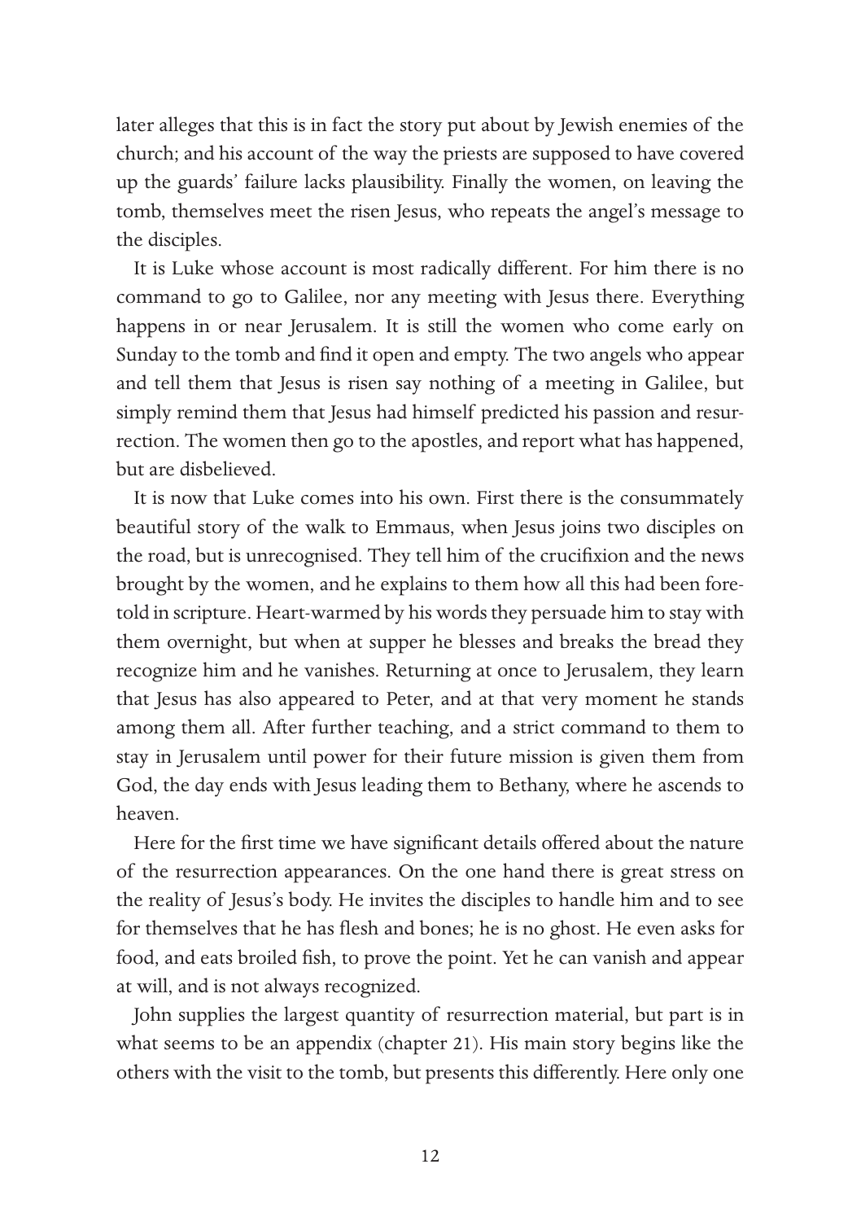later alleges that this is in fact the story put about by Jewish enemies of the church; and his account of the way the priests are supposed to have covered up the guards' failure lacks plausibility. Finally the women, on leaving the tomb, themselves meet the risen Jesus, who repeats the angel's message to the disciples.

It is Luke whose account is most radically different. For him there is no command to go to Galilee, nor any meeting with Jesus there. Everything happens in or near Jerusalem. It is still the women who come early on Sunday to the tomb and find it open and empty. The two angels who appear and tell them that Jesus is risen say nothing of a meeting in Galilee, but simply remind them that Jesus had himself predicted his passion and resurrection. The women then go to the apostles, and report what has happened, but are disbelieved.

It is now that Luke comes into his own. First there is the consummately beautiful story of the walk to Emmaus, when Jesus joins two disciples on the road, but is unrecognised. They tell him of the crucifixion and the news brought by the women, and he explains to them how all this had been foretold in scripture. Heart-warmed by his words they persuade him to stay with them overnight, but when at supper he blesses and breaks the bread they recognize him and he vanishes. Returning at once to Jerusalem, they learn that Jesus has also appeared to Peter, and at that very moment he stands among them all. After further teaching, and a strict command to them to stay in Jerusalem until power for their future mission is given them from God, the day ends with Jesus leading them to Bethany, where he ascends to heaven.

Here for the first time we have significant details offered about the nature of the resurrection appearances. On the one hand there is great stress on the reality of Jesus's body. He invites the disciples to handle him and to see for themselves that he has flesh and bones; he is no ghost. He even asks for food, and eats broiled fish, to prove the point. Yet he can vanish and appear at will, and is not always recognized.

John supplies the largest quantity of resurrection material, but part is in what seems to be an appendix (chapter 21). His main story begins like the others with the visit to the tomb, but presents this differently. Here only one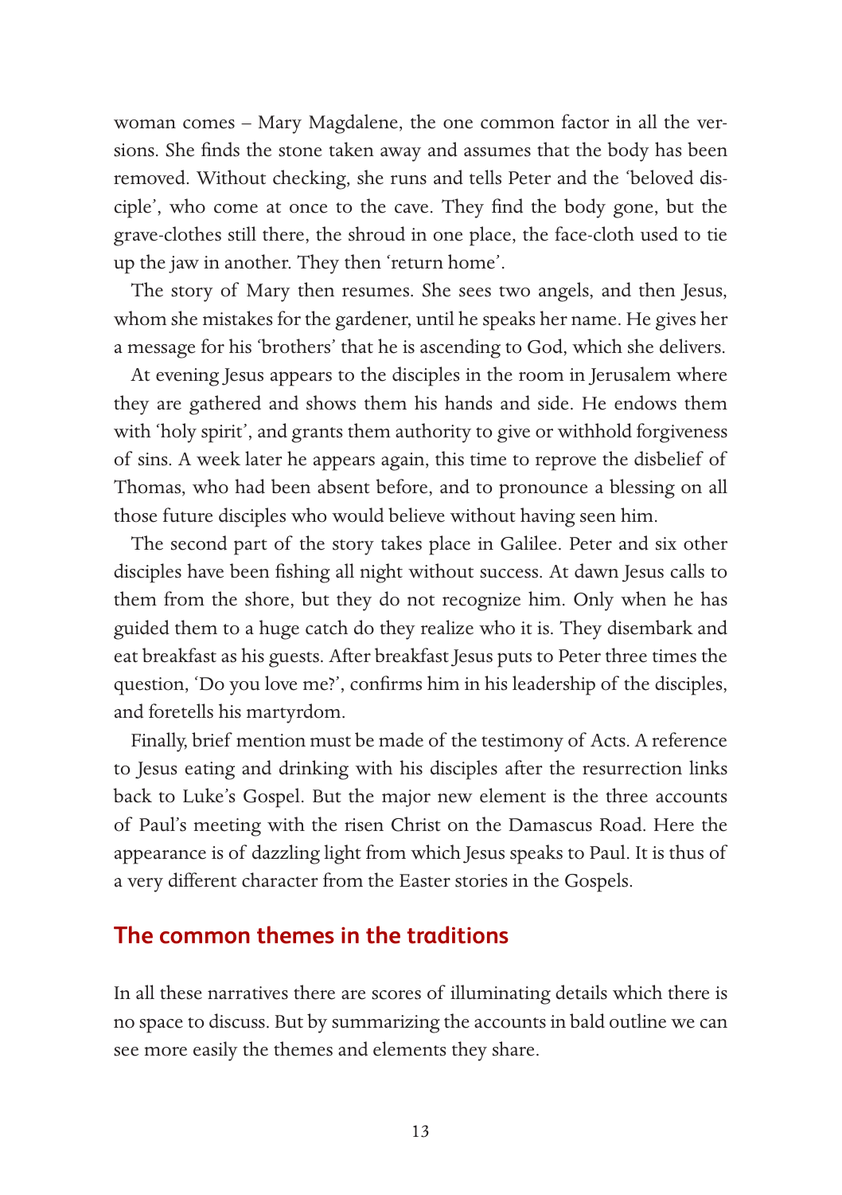woman comes – Mary Magdalene, the one common factor in all the versions. She finds the stone taken away and assumes that the body has been removed. Without checking, she runs and tells Peter and the 'beloved disciple', who come at once to the cave. They find the body gone, but the grave-clothes still there, the shroud in one place, the face-cloth used to tie up the jaw in another. They then 'return home'.

The story of Mary then resumes. She sees two angels, and then Jesus, whom she mistakes for the gardener, until he speaks her name. He gives her a message for his 'brothers' that he is ascending to God, which she delivers.

At evening Jesus appears to the disciples in the room in Jerusalem where they are gathered and shows them his hands and side. He endows them with 'holy spirit', and grants them authority to give or withhold forgiveness of sins. A week later he appears again, this time to reprove the disbelief of Thomas, who had been absent before, and to pronounce a blessing on all those future disciples who would believe without having seen him.

The second part of the story takes place in Galilee. Peter and six other disciples have been fishing all night without success. At dawn Jesus calls to them from the shore, but they do not recognize him. Only when he has guided them to a huge catch do they realize who it is. They disembark and eat breakfast as his guests. After breakfast Jesus puts to Peter three times the question, 'Do you love me?', confirms him in his leadership of the disciples, and foretells his martyrdom.

Finally, brief mention must be made of the testimony of Acts. A reference to Jesus eating and drinking with his disciples after the resurrection links back to Luke's Gospel. But the major new element is the three accounts of Paul's meeting with the risen Christ on the Damascus Road. Here the appearance is of dazzling light from which Jesus speaks to Paul. It is thus of a very different character from the Easter stories in the Gospels.

## The common themes in the traditions

In all these narratives there are scores of illuminating details which there is no space to discuss. But by summarizing the accounts in bald outline we can see more easily the themes and elements they share.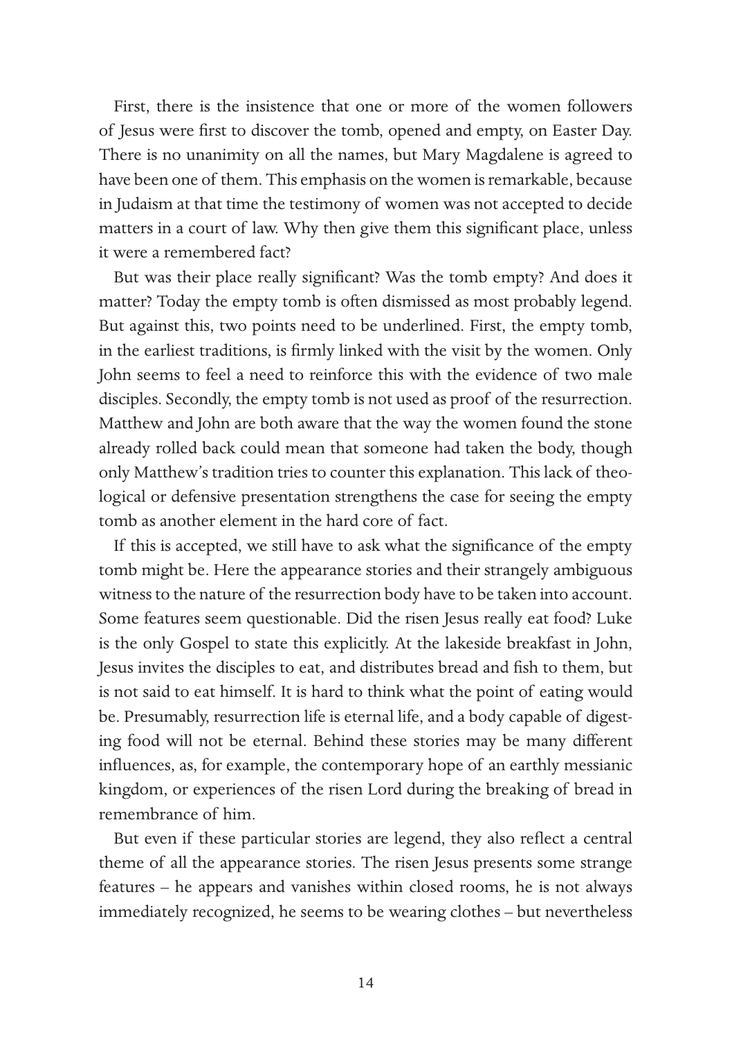First, there is the insistence that one or more of the women followers of Jesus were first to discover the tomb, opened and empty, on Easter Day. There is no unanimity on all the names, but Mary Magdalene is agreed to have been one of them. This emphasis on the women is remarkable, because in Judaism at that time the testimony of women was not accepted to decide matters in a court of law. Why then give them this significant place, unless it were a remembered fact?

But was their place really significant? Was the tomb empty? And does it matter? Today the empty tomb is often dismissed as most probably legend. But against this, two points need to be underlined. First, the empty tomb, in the earliest traditions, is firmly linked with the visit by the women. Only John seems to feel a need to reinforce this with the evidence of two male disciples. Secondly, the empty tomb is not used as proof of the resurrection. Matthew and John are both aware that the way the women found the stone already rolled back could mean that someone had taken the body, though only Matthew's tradition tries to counter this explanation. This lack of theological or defensive presentation strengthens the case for seeing the empty tomb as another element in the hard core of fact.

If this is accepted, we still have to ask what the significance of the empty tomb might be. Here the appearance stories and their strangely ambiguous witness to the nature of the resurrection body have to be taken into account. Some features seem questionable. Did the risen Jesus really eat food? Luke is the only Gospel to state this explicitly. At the lakeside breakfast in John, Jesus invites the disciples to eat, and distributes bread and fish to them, but is not said to eat himself. It is hard to think what the point of eating would be. Presumably, resurrection life is eternal life, and a body capable of digesting food will not be eternal. Behind these stories may be many different influences, as, for example, the contemporary hope of an earthly messianic kingdom, or experiences of the risen Lord during the breaking of bread in remembrance of him.

But even if these particular stories are legend, they also reflect a central theme of all the appearance stories. The risen Jesus presents some strange features – he appears and vanishes within closed rooms, he is not always immediately recognized, he seems to be wearing clothes – but nevertheless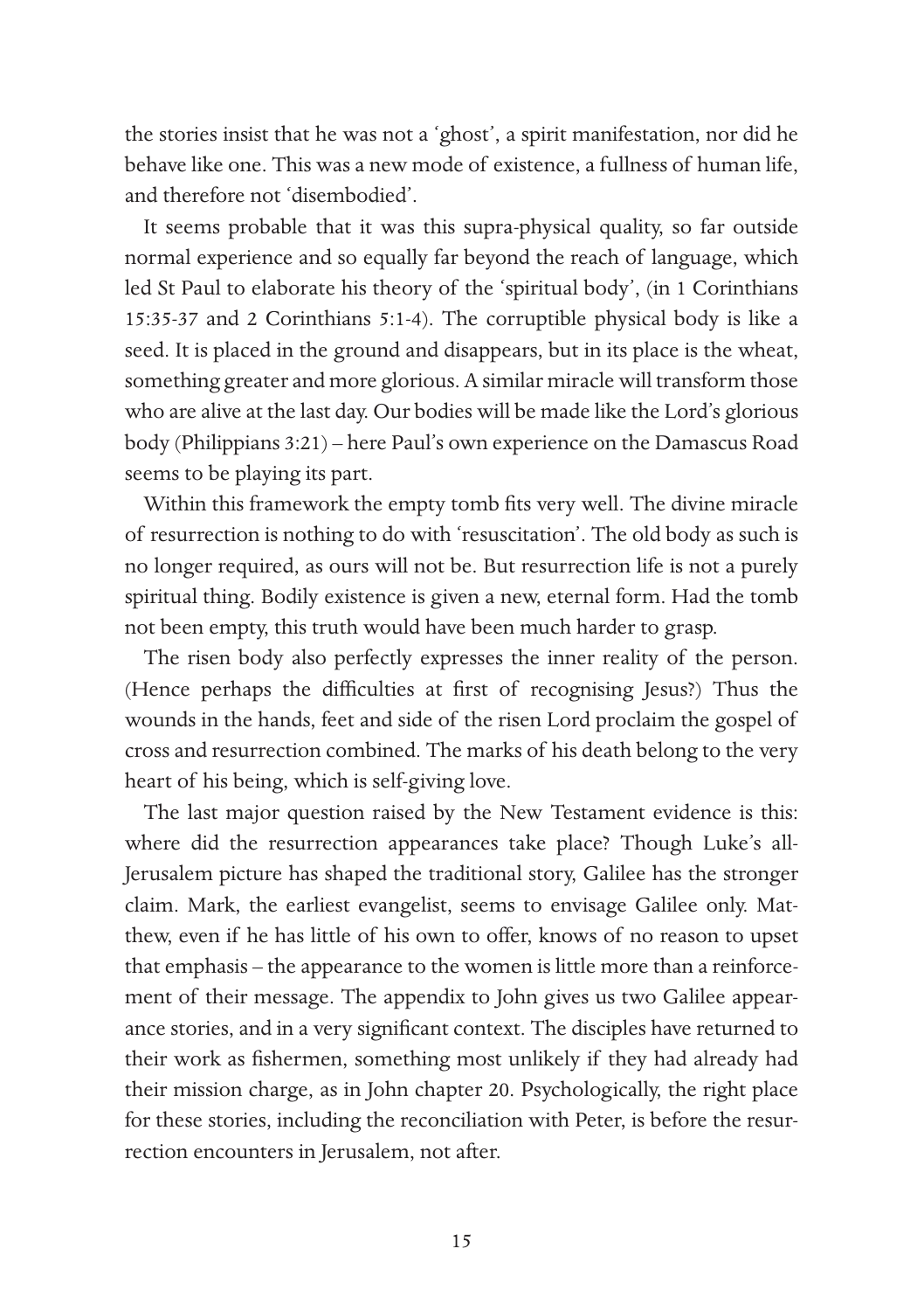the stories insist that he was not a 'ghost', a spirit manifestation, nor did he behave like one. This was a new mode of existence, a fullness of human life, and therefore not 'disembodied'.

It seems probable that it was this supra-physical quality, so far outside normal experience and so equally far beyond the reach of language, which led St Paul to elaborate his theory of the 'spiritual body', (in 1 Corinthians 15:35-37 and 2 Corinthians 5:1-4). The corruptible physical body is like a seed. It is placed in the ground and disappears, but in its place is the wheat, something greater and more glorious. A similar miracle will transform those who are alive at the last day. Our bodies will be made like the Lord's glorious body (Philippians 3:21) – here Paul's own experience on the Damascus Road seems to be playing its part.

Within this framework the empty tomb fits very well. The divine miracle of resurrection is nothing to do with 'resuscitation'. The old body as such is no longer required, as ours will not be. But resurrection life is not a purely spiritual thing. Bodily existence is given a new, eternal form. Had the tomb not been empty, this truth would have been much harder to grasp.

The risen body also perfectly expresses the inner reality of the person. (Hence perhaps the difficulties at first of recognising Jesus?) Thus the wounds in the hands, feet and side of the risen Lord proclaim the gospel of cross and resurrection combined. The marks of his death belong to the very heart of his being, which is self-giving love.

The last major question raised by the New Testament evidence is this: where did the resurrection appearances take place? Though Luke's all-Jerusalem picture has shaped the traditional story, Galilee has the stronger claim. Mark, the earliest evangelist, seems to envisage Galilee only. Matthew, even if he has little of his own to offer, knows of no reason to upset that emphasis – the appearance to the women is little more than a reinforcement of their message. The appendix to John gives us two Galilee appearance stories, and in a very significant context. The disciples have returned to their work as fishermen, something most unlikely if they had already had their mission charge, as in John chapter 20. Psychologically, the right place for these stories, including the reconciliation with Peter, is before the resurrection encounters in Jerusalem, not after.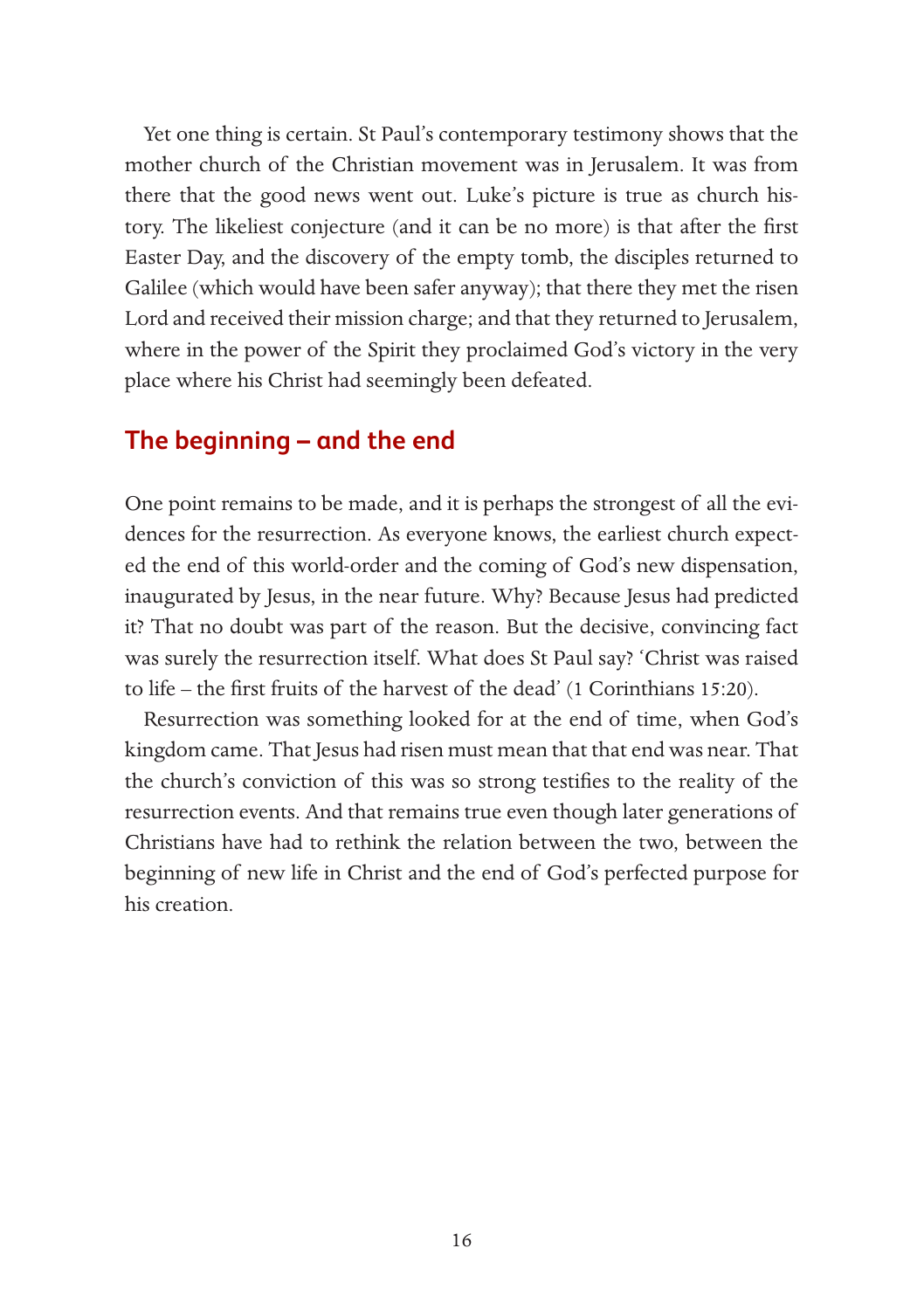Yet one thing is certain. St Paul's contemporary testimony shows that the mother church of the Christian movement was in Jerusalem. It was from there that the good news went out. Luke's picture is true as church history. The likeliest conjecture (and it can be no more) is that after the first Easter Day, and the discovery of the empty tomb, the disciples returned to Galilee (which would have been safer anyway); that there they met the risen Lord and received their mission charge; and that they returned to Jerusalem, where in the power of the Spirit they proclaimed God's victory in the very place where his Christ had seemingly been defeated.

## The beginning – and the end

One point remains to be made, and it is perhaps the strongest of all the evidences for the resurrection. As everyone knows, the earliest church expected the end of this world-order and the coming of God's new dispensation, inaugurated by Jesus, in the near future. Why? Because Jesus had predicted it? That no doubt was part of the reason. But the decisive, convincing fact was surely the resurrection itself. What does St Paul say? 'Christ was raised to life – the first fruits of the harvest of the dead' (1 Corinthians 15:20).

Resurrection was something looked for at the end of time, when God's kingdom came. That Jesus had risen must mean that that end was near. That the church's conviction of this was so strong testifies to the reality of the resurrection events. And that remains true even though later generations of Christians have had to rethink the relation between the two, between the beginning of new life in Christ and the end of God's perfected purpose for his creation.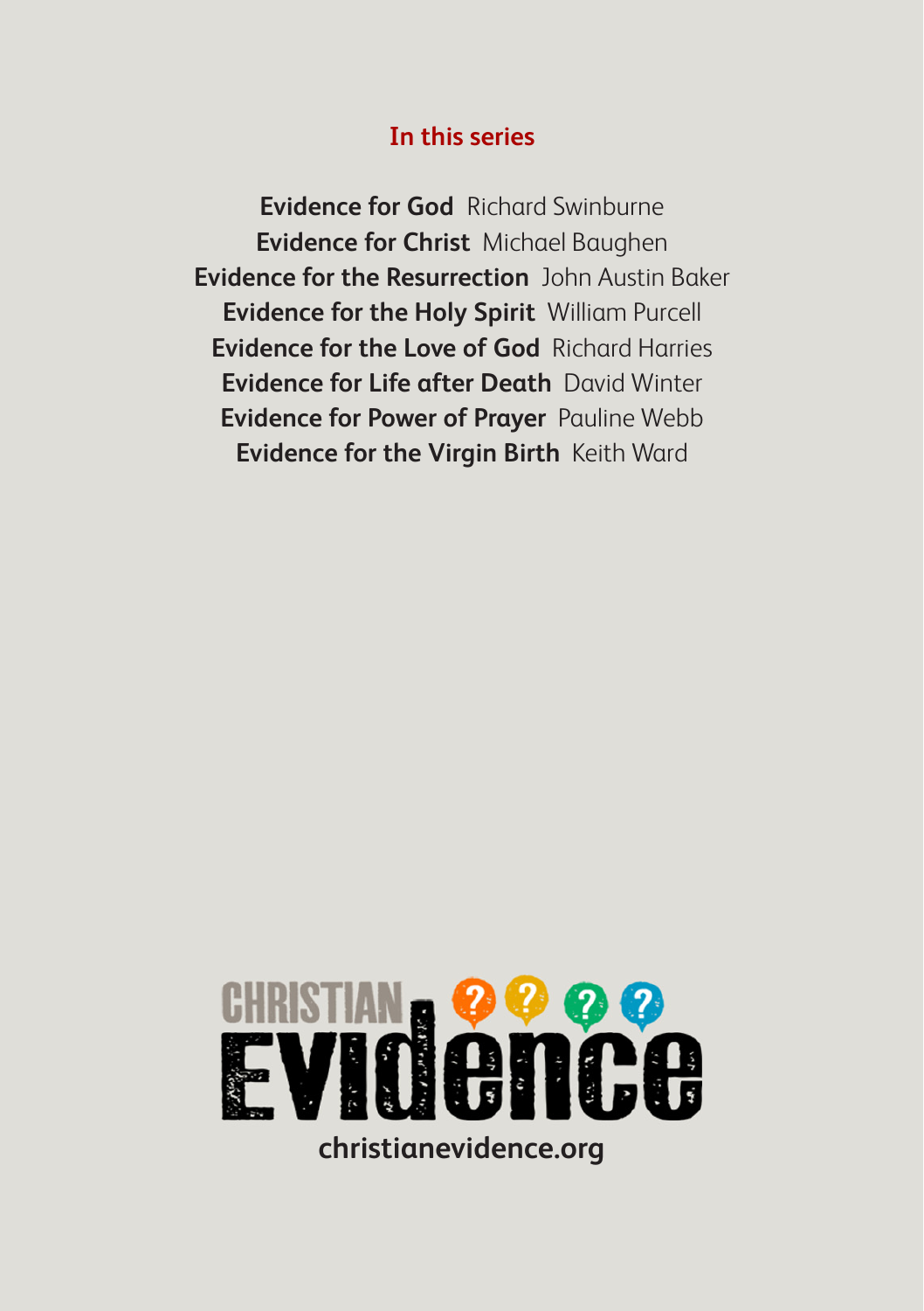## In this series

**Evidence for God** Richard Swinburne
**Evidence for Christ** Michael Baughen
**Evidence for the Resurrection** John Austin Baker
**Evidence for the Holy Spirit** William Purcell
**Evidence for the Love of God** Richard Harries
**Evidence for Life after Death** David Winter
**Evidence for Power of Prayer** Pauline Webb
**Evidence for the Virgin Birth** Keith Ward

CHRISTIAN EVIDENCE

christianevidence.org